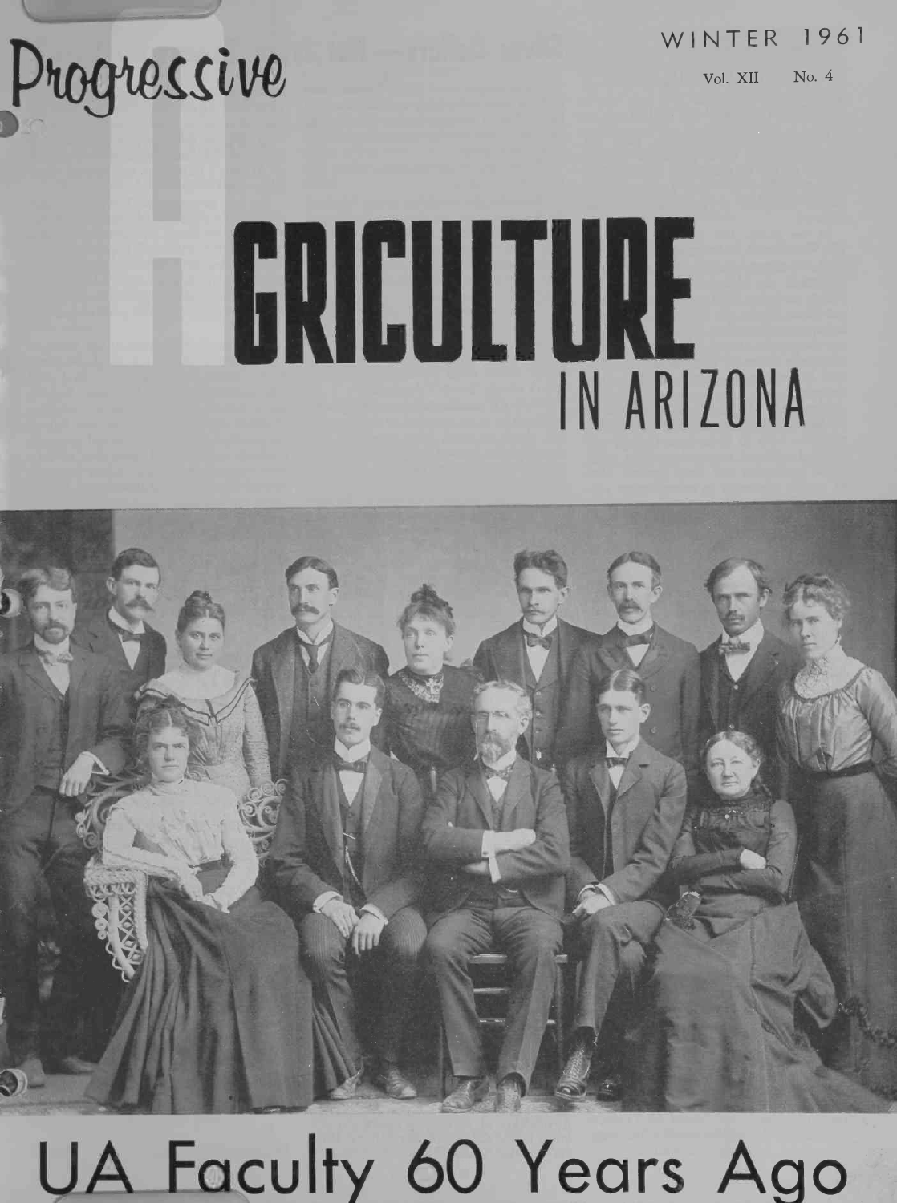WINTER 1961

Vol. XII No. 4

# Progressive AGRICULTURE IN ARIZONA

## UA Faculty 60 Years Ago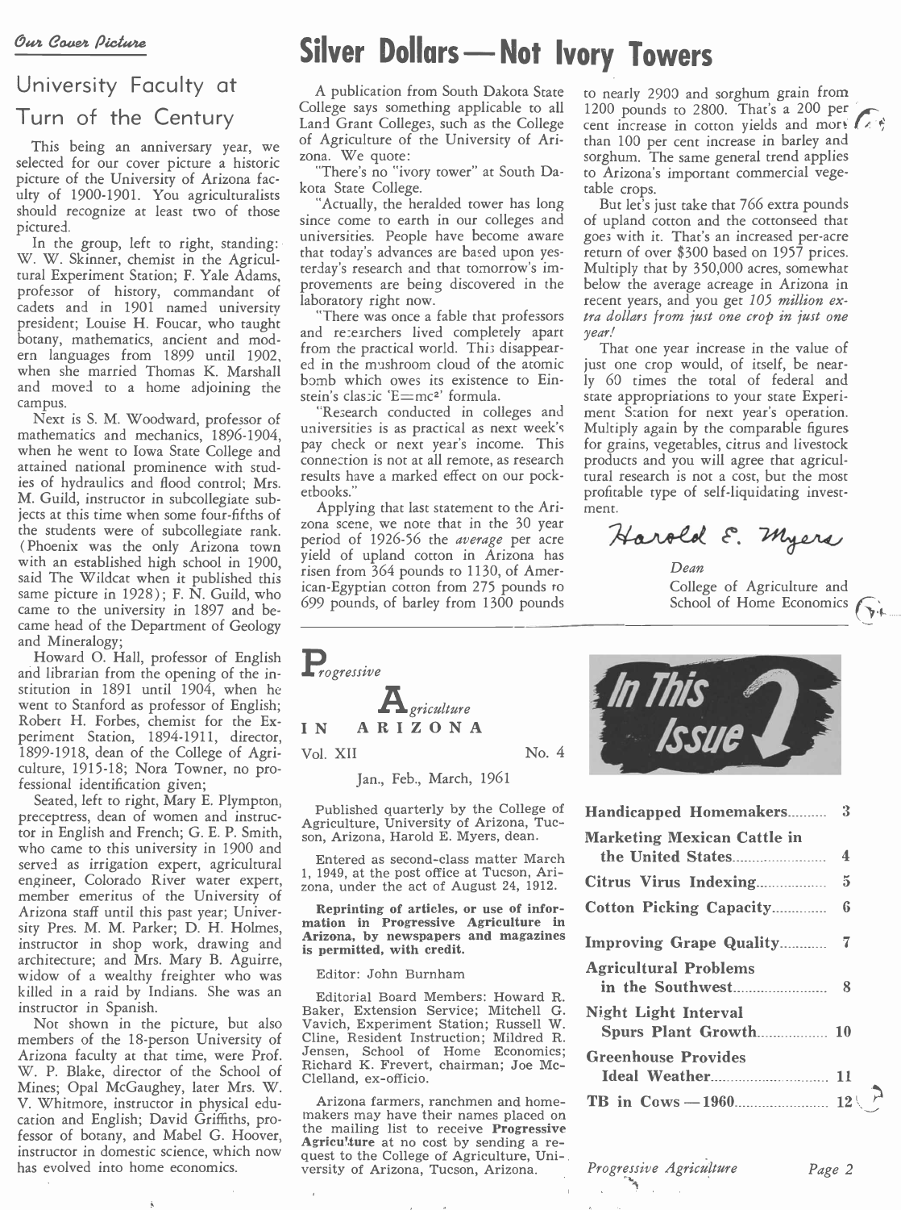*Our Cover Picture*

## University Faculty at Turn of the Century

This being an anniversary year, we selected for our cover picture a historic picture of the University of Arizona faculty of 1900-1901. You agriculturalists should recognize at least two of those pictured.

In the group, left to right, standing: W. W. Skinner, chemist in the Agricultural Experiment Station; F. Yale Adams, professor of history, commandant of cadets and in 1901 named university president; Louise H. Foucar, who taught botany, mathematics, ancient and modern languages from 1899 until 1902, when she married Thomas K. Marshall and moved to a home adjoining the campus.

Next is S. M. Woodward, professor of mathematics and mechanics, 1896-1904, when he went to Iowa State College and attained national prominence with studies of hydraulics and flood control; Mrs. M. Guild, instructor in subcollegiate subjects at this time when some four-fifths of the students were of subcollegiate rank. (Phoenix was the only Arizona town with an established high school in 1900, said The Wildcat when it published this same picture in 1928); F. N. Guild, who came to the university in 1897 and became head of the Department of Geology and Mineralogy;

Howard O. Hall, professor of English and librarian from the opening of the institution in 1891 until 1904, when he went to Stanford as professor of English; Robert H. Forbes, chemist for the Experiment Station, 1894-1911, director, 1899-1918, dean of the College of Agriculture, 1915-18; Nora Towner, no professional identification given;

Seated, left to right, Mary E. Plympton, preceptress, dean of women and instructor in English and French; G. E. P. Smith, who came to this university in 1900 and served as irrigation expert, agricultural engineer, Colorado River water expert, member emeritus of the University of Arizona staff until this past year; University Pres. M. M. Parker; D. H. Holmes, instructor in shop work, drawing and architecture; and Mrs. Mary B. Aguirre, widow of a wealthy freighter who was killed in a raid by Indians. She was an instructor in Spanish.

Not shown in the picture, but also members of the 18-person University of Arizona faculty at that time, were Prof. W. P. Blake, director of the School of Mines; Opal McGaughey, later Mrs. W. V. Whitmore, instructor in physical education and English; David Griffiths, professor of botany, and Mabel G. Hoover, instructor in domestic science, which now has evolved into home economics.

# Silver Dollars — Not Ivory Towers

A publication from South Dakota State College says something applicable to all Land Grant Colleges, such as the College of Agriculture of the University of Arizona. We quote:

"There's no "ivory tower" at South Dakota State College.

"Actually, the heralded tower has long since come to earth in our colleges and universities. People have become aware that today's advances are based upon yesterday's research and that tomorrow's improvements are being discovered in the laboratory right now.

"There was once a fable that professors and researchers lived completely apart from the practical world. This disappeared in the mushroom cloud of the atomic bomb which owes its existence to Einstein's classic '$E=mc^2$' formula.

"Research conducted in colleges and universities is as practical as next week's pay check or next year's income. This connection is not at all remote, as research results have a marked effect on our pocketbooks."

Applying that last statement to the Arizona scene, we note that in the 30 year period of 1926-56 the *average* per acre yield of upland cotton in Arizona has risen from 364 pounds to 1130, of American-Egyptian cotton from 275 pounds to 699 pounds, of barley from 1300 pounds to nearly 2900 and sorghum grain from 1200 pounds to 2800. That's a 200 per cent increase in cotton yields and more than 100 per cent increase in barley and sorghum. The same general trend applies to Arizona's important commercial vegetable crops.

But let's just take that 766 extra pounds of upland cotton and the cottonseed that goes with it. That's an increased per-acre return of over $300 based on 1957 prices. Multiply that by 350,000 acres, somewhat below the average acreage in Arizona in recent years, and you get *105 million extra dollars from just one crop in just one year!*

That one year increase in the value of just one crop would, of itself, be nearly 60 times the total of federal and state appropriations to your state Experiment Station for next year's operation. Multiply again by the comparable figures for grains, vegetables, citrus and livestock products and you will agree that agricultural research is not a cost, but the most profitable type of self-liquidating investment.

Harold E. Myers

*Dean*
College of Agriculture and School of Home Economics

---

**P**rogressive **A**griculture IN ARIZONA

Vol. XII — No. 4

Jan., Feb., March, 1961

Published quarterly by the College of Agriculture, University of Arizona, Tucson, Arizona, Harold E. Myers, dean.

Entered as second-class matter March 1, 1949, at the post office at Tucson, Arizona, under the act of August 24, 1912.

**Reprinting of articles, or use of information in Progressive Agriculture in Arizona, by newspapers and magazines is permitted, with credit.**

Editor: John Burnham

Editorial Board Members: Howard R. Baker, Extension Service; Mitchell G. Vavich, Experiment Station; Russell W. Cline, Resident Instruction; Mildred R. Jensen, School of Home Economics; Richard K. Frevert, chairman; Joe McClelland, ex-officio.

Arizona farmers, ranchmen and homemakers may have their names placed on the mailing list to receive **Progressive Agriculture** at no cost by sending a request to the College of Agriculture, University of Arizona, Tucson, Arizona.

---

## In This Issue

| Article | Page |
|---|---|
| **Handicapped Homemakers** | 3 |
| **Marketing Mexican Cattle in the United States** | 4 |
| **Citrus Virus Indexing** | 5 |
| **Cotton Picking Capacity** | 6 |
| **Improving Grape Quality** | 7 |
| **Agricultural Problems in the Southwest** | 8 |
| **Night Light Interval Spurs Plant Growth** | 10 |
| **Greenhouse Provides Ideal Weather** | 11 |
| **TB in Cows — 1960** | 12 |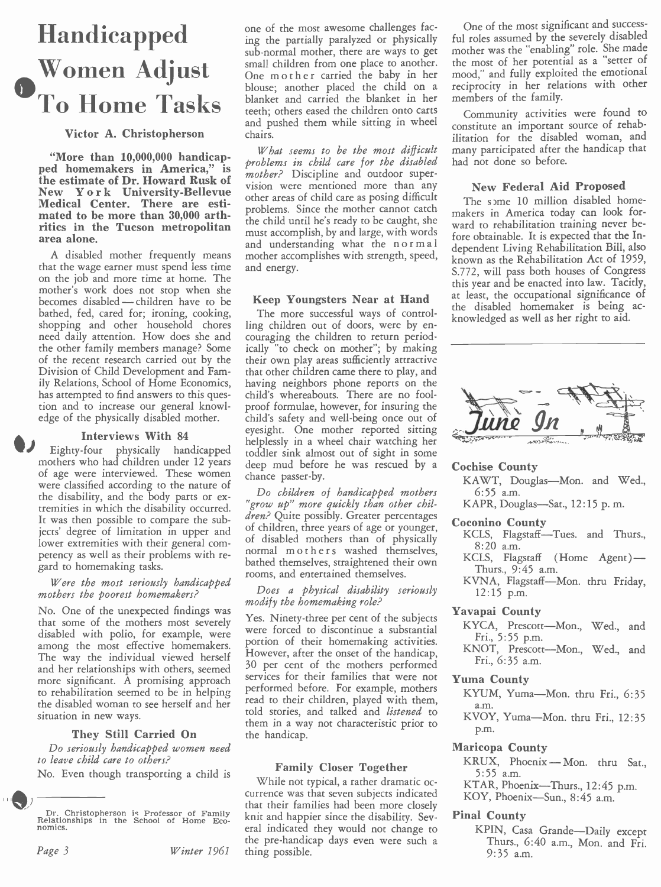# Handicapped Women Adjust To Home Tasks

### Victor A. Christopherson

**"More than 10,000,000 handicapped homemakers in America," is the estimate of Dr. Howard Rusk of New York University-Bellevue Medical Center. There are estimated to be more than 30,000 arthritics in the Tucson metropolitan area alone.**

A disabled mother frequently means that the wage earner must spend less time on the job and more time at home. The mother's work does not stop when she becomes disabled — children have to be bathed, fed, cared for; ironing, cooking, shopping and other household chores need daily attention. How does she and the other family members manage? Some of the recent research carried out by the Division of Child Development and Family Relations, School of Home Economics, has attempted to find answers to this question and to increase our general knowledge of the physically disabled mother.

### Interviews With 84

Eighty-four physically handicapped mothers who had children under 12 years of age were interviewed. These women were classified according to the nature of the disability, and the body parts or extremities in which the disability occurred. It was then possible to compare the subjects' degree of limitation in upper and lower extremities with their general competency as well as their problems with regard to homemaking tasks.

*Were the most seriously handicapped mothers the poorest homemakers?*

No. One of the unexpected findings was that some of the mothers most severely disabled with polio, for example, were among the most effective homemakers. The way the individual viewed herself and her relationships with others, seemed more significant. A promising approach to rehabilitation seemed to be in helping the disabled woman to see herself and her situation in new ways.

### They Still Carried On

*Do seriously handicapped women need to leave child care to others?*

No. Even though transporting a child is one of the most awesome challenges facing the partially paralyzed or physically sub-normal mother, there are ways to get small children from one place to another. One mother carried the baby in her blouse; another placed the child on a blanket and carried the blanket in her teeth; others eased the children onto carts and pushed them while sitting in wheel chairs.

*What seems to be the most difficult problems in child care for the disabled mother?* Discipline and outdoor supervision were mentioned more than any other areas of child care as posing difficult problems. Since the mother cannot catch the child until he's ready to be caught, she must accomplish, by and large, with words and understanding what the normal mother accomplishes with strength, speed, and energy.

### Keep Youngsters Near at Hand

The more successful ways of controlling children out of doors, were by encouraging the children to return periodically "to check on mother"; by making their own play areas sufficiently attractive that other children came there to play, and having neighbors phone reports on the child's whereabouts. There are no foolproof formulae, however, for insuring the child's safety and well-being once out of eyesight. One mother reported sitting helplessly in a wheel chair watching her toddler sink almost out of sight in some deep mud before he was rescued by a chance passer-by.

*Do children of handicapped mothers "grow up" more quickly than other children?* Quite possibly. Greater percentages of children, three years of age or younger, of disabled mothers than of physically normal mothers washed themselves, bathed themselves, straightened their own rooms, and entertained themselves.

*Does a physical disability seriously modify the homemaking role?*

Yes. Ninety-three per cent of the subjects were forced to discontinue a substantial portion of their homemaking activities. However, after the onset of the handicap, 30 per cent of the mothers performed services for their families that were not performed before. For example, mothers read to their children, played with them, told stories, and talked and *listened* to them in a way not characteristic prior to the handicap.

### Family Closer Together

While not typical, a rather dramatic occurrence was that seven subjects indicated that their families had been more closely knit and happier since the disability. Several indicated they would not change to the pre-handicap days even were such a thing possible.

One of the most significant and successful roles assumed by the severely disabled mother was the "enabling" role. She made the most of her potential as a "setter of mood," and fully exploited the emotional reciprocity in her relations with other members of the family.

Community activities were found to constitute an important source of rehabilitation for the disabled woman, and many participated after the handicap that had not done so before.

### New Federal Aid Proposed

The some 10 million disabled homemakers in America today can look forward to rehabilitation training never before obtainable. It is expected that the Independent Living Rehabilitation Bill, also known as the Rehabilitation Act of 1959, S.772, will pass both houses of Congress this year and be enacted into law. Tacitly, at least, the occupational significance of the disabled homemaker is being acknowledged as well as her right to aid.

---

Dr. Christopherson is Professor of Family Relationships in the School of Home Economics.

---

## June In

**Cochise County**
- KAWT, Douglas—Mon. and Wed., 6:55 a.m.
- KAPR, Douglas—Sat., 12:15 p. m.

**Coconino County**
- KCLS, Flagstaff—Tues. and Thurs., 8:20 a.m.
- KCLS, Flagstaff (Home Agent)—Thurs., 9:45 a.m.
- KVNA, Flagstaff—Mon. thru Friday, 12:15 p.m.

**Yavapai County**
- KYCA, Prescott—Mon., Wed., and Fri., 5:55 p.m.
- KNOT, Prescott—Mon., Wed., and Fri., 6:35 a.m.

**Yuma County**
- KYUM, Yuma—Mon. thru Fri., 6:35 a.m.
- KVOY, Yuma—Mon. thru Fri., 12:35 p.m.

**Maricopa County**
- KRUX, Phoenix — Mon. thru Sat., 5:55 a.m.
- KTAR, Phoenix—Thurs., 12:45 p.m.
- KOY, Phoenix—Sun., 8:45 a.m.

**Pinal County**
- KPIN, Casa Grande—Daily except Thurs., 6:40 a.m., Mon. and Fri. 9:35 a.m.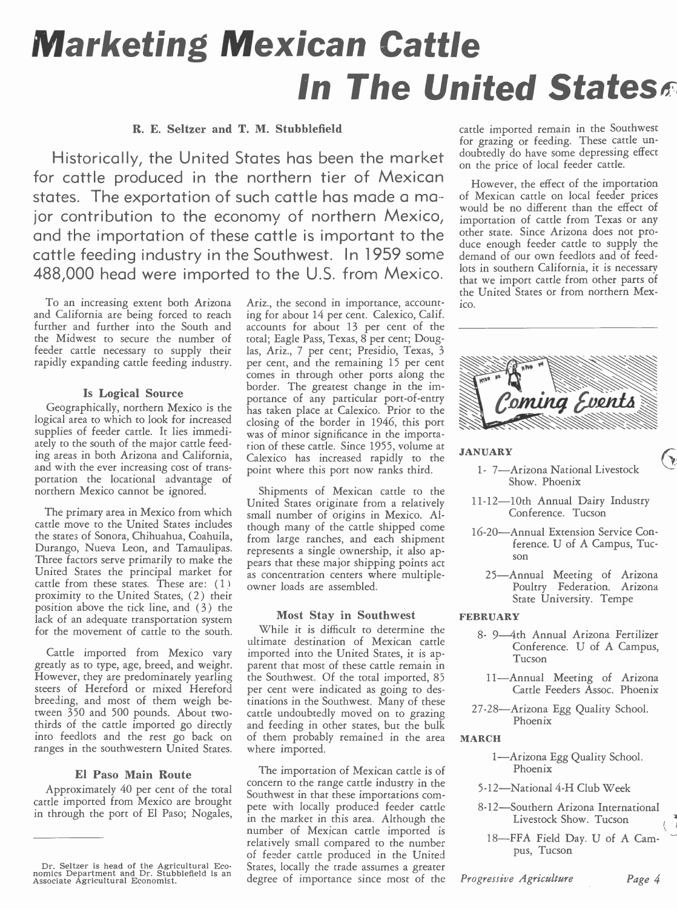# Marketing Mexican Cattle In The United States

**R. E. Seltzer and T. M. Stubblefield**

Historically, the United States has been the market for cattle produced in the northern tier of Mexican states. The exportation of such cattle has made a major contribution to the economy of northern Mexico, and the importation of these cattle is important to the cattle feeding industry in the Southwest. In 1959 some 488,000 head were imported to the U.S. from Mexico.

To an increasing extent both Arizona and California are being forced to reach further and further into the South and the Midwest to secure the number of feeder cattle necessary to supply their rapidly expanding cattle feeding industry.

### Is Logical Source

Geographically, northern Mexico is the logical area to which to look for increased supplies of feeder cattle. It lies immediately to the south of the major cattle feeding areas in both Arizona and California, and with the ever increasing cost of transportation the locational advantage of northern Mexico cannot be ignored.

The primary area in Mexico from which cattle move to the United States includes the states of Sonora, Chihuahua, Coahuila, Durango, Nueva Leon, and Tamaulipas. Three factors serve primarily to make the United States the principal market for cattle from these states. These are: (1) proximity to the United States, (2) their position above the tick line, and (3) the lack of an adequate transportation system for the movement of cattle to the south.

Cattle imported from Mexico vary greatly as to type, age, breed, and weight. However, they are predominately yearling steers of Hereford or mixed Hereford breeding, and most of them weigh between 350 and 500 pounds. About two-thirds of the cattle imported go directly into feedlots and the rest go back on ranges in the southwestern United States.

### El Paso Main Route

Approximately 40 per cent of the total cattle imported from Mexico are brought in through the port of El Paso; Nogales, Ariz., the second in importance, accounting for about 14 per cent. Calexico, Calif. accounts for about 13 per cent of the total; Eagle Pass, Texas, 8 per cent; Douglas, Ariz., 7 per cent; Presidio, Texas, 3 per cent, and the remaining 15 per cent comes in through other ports along the border. The greatest change in the importance of any particular port-of-entry has taken place at Calexico. Prior to the closing of the border in 1946, this port was of minor significance in the importation of these cattle. Since 1955, volume at Calexico has increased rapidly to the point where this port now ranks third.

Shipments of Mexican cattle to the United States originate from a relatively small number of origins in Mexico. Although many of the cattle shipped come from large ranches, and each shipment represents a single ownership, it also appears that these major shipping points act as concentration centers where multiple-owner loads are assembled.

### Most Stay in Southwest

While it is difficult to determine the ultimate destination of Mexican cattle imported into the United States, it is apparent that most of these cattle remain in the Southwest. Of the total imported, 85 per cent were indicated as going to destinations in the Southwest. Many of these cattle undoubtedly moved on to grazing and feeding in other states, but the bulk of them probably remained in the area where imported.

The importation of Mexican cattle is of concern to the range cattle industry in the Southwest in that these importations compete with locally produced feeder cattle in the market in this area. Although the number of Mexican cattle imported is relatively small compared to the number of feeder cattle produced in the United States, locally the trade assumes a greater degree of importance since most of the cattle imported remain in the Southwest for grazing or feeding. These cattle undoubtedly do have some depressing effect on the price of local feeder cattle.

However, the effect of the importation of Mexican cattle on local feeder prices would be no different than the effect of importation of cattle from Texas or any other state. Since Arizona does not produce enough feeder cattle to supply the demand of our own feedlots and of feedlots in southern California, it is necessary that we import cattle from other parts of the United States or from northern Mexico.

---

Dr. Seltzer is head of the Agricultural Economics Department and Dr. Stubblefield is an Associate Agricultural Economist.

---

## Coming Events

**JANUARY**

- 1- 7—Arizona National Livestock Show. Phoenix
- 11-12—10th Annual Dairy Industry Conference. Tucson
- 16-20—Annual Extension Service Conference. U of A Campus, Tucson
- 25—Annual Meeting of Arizona Poultry Federation. Arizona State University. Tempe

**FEBRUARY**

- 8- 9—4th Annual Arizona Fertilizer Conference. U of A Campus, Tucson
- 11—Annual Meeting of Arizona Cattle Feeders Assoc. Phoenix
- 27-28—Arizona Egg Quality School. Phoenix

**MARCH**

- 1—Arizona Egg Quality School. Phoenix
- 5-12—National 4-H Club Week
- 8-12—Southern Arizona International Livestock Show. Tucson
- 18—FFA Field Day. U of A Campus, Tucson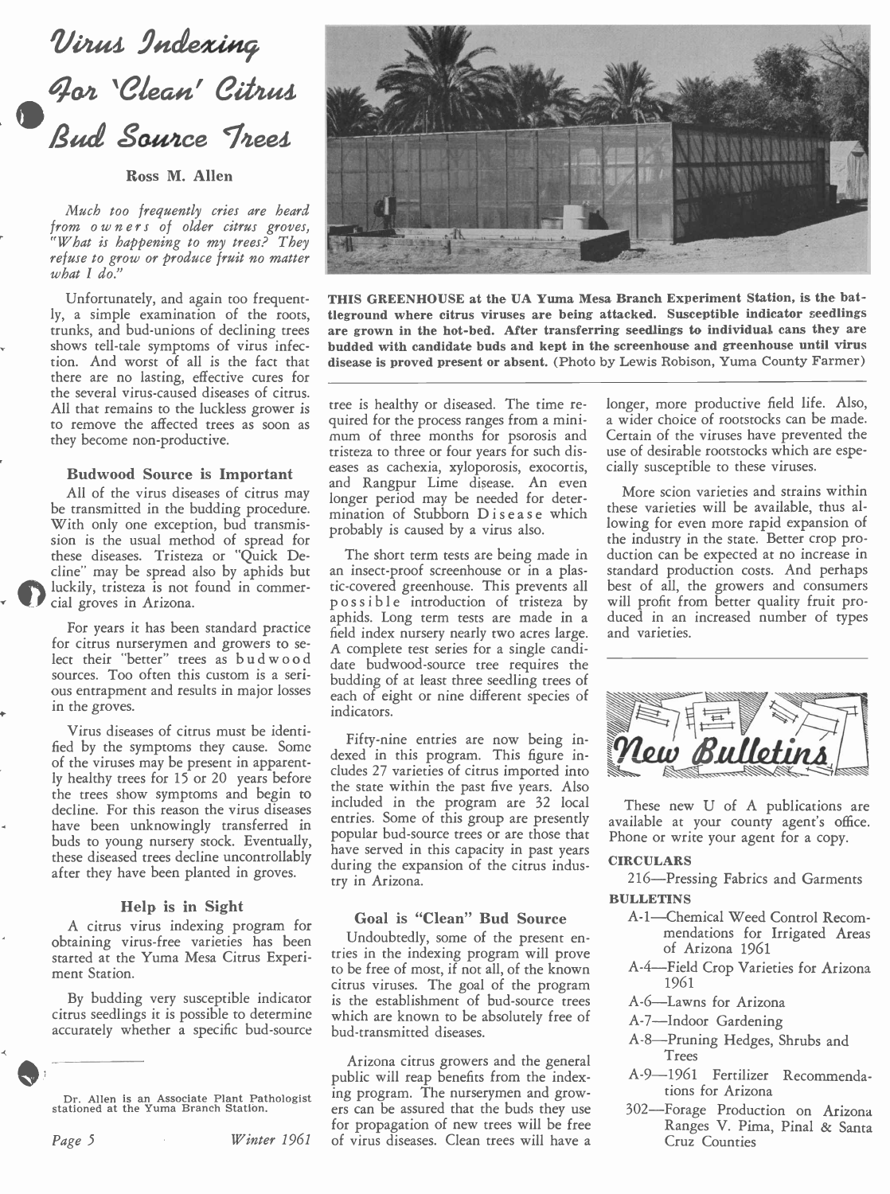# Virus Indexing For 'Clean' Citrus Bud Source Trees

**Ross M. Allen**

*Much too frequently cries are heard from owners of older citrus groves, "What is happening to my trees? They refuse to grow or produce fruit no matter what I do."*

Unfortunately, and again too frequently, a simple examination of the roots, trunks, and bud-unions of declining trees shows tell-tale symptoms of virus infection. And worst of all is the fact that there are no lasting, effective cures for the several virus-caused diseases of citrus. All that remains to the luckless grower is to remove the affected trees as soon as they become non-productive.

### Budwood Source is Important

All of the virus diseases of citrus may be transmitted in the budding procedure. With only one exception, bud transmission is the usual method of spread for these diseases. Tristeza or "Quick Decline" may be spread also by aphids but luckily, tristeza is not found in commercial groves in Arizona.

For years it has been standard practice for citrus nurserymen and growers to select their "better" trees as budwood sources. Too often this custom is a serious entrapment and results in major losses in the groves.

Virus diseases of citrus must be identified by the symptoms they cause. Some of the viruses may be present in apparently healthy trees for 15 or 20 years before the trees show symptoms and begin to decline. For this reason the virus diseases have been unknowingly transferred in buds to young nursery stock. Eventually, these diseased trees decline uncontrollably after they have been planted in groves.

### Help is in Sight

A citrus virus indexing program for obtaining virus-free varieties has been started at the Yuma Mesa Citrus Experiment Station.

By budding very susceptible indicator citrus seedlings it is possible to determine accurately whether a specific bud-source tree is healthy or diseased. The time required for the process ranges from a minimum of three months for psorosis and tristeza to three or four years for such diseases as cachexia, xyloporosis, exocortis, and Rangpur Lime disease. An even longer period may be needed for determination of Stubborn Disease which probably is caused by a virus also.

The short term tests are being made in an insect-proof screenhouse or in a plastic-covered greenhouse. This prevents all possible introduction of tristeza by aphids. Long term tests are made in a field index nursery nearly two acres large. A complete test series for a single candidate budwood-source tree requires the budding of at least three seedling trees of each of eight or nine different species of indicators.

Fifty-nine entries are now being indexed in this program. This figure includes 27 varieties of citrus imported into the state within the past five years. Also included in the program are 32 local entries. Some of this group are presently popular bud-source trees or are those that have served in this capacity in past years during the expansion of the citrus industry in Arizona.

### Goal is "Clean" Bud Source

Undoubtedly, some of the present entries in the indexing program will prove to be free of most, if not all, of the known citrus viruses. The goal of the program is the establishment of bud-source trees which are known to be absolutely free of bud-transmitted diseases.

Arizona citrus growers and the general public will reap benefits from the indexing program. The nurserymen and growers can be assured that the buds they use for propagation of new trees will be free of virus diseases. Clean trees will have a longer, more productive field life. Also, a wider choice of rootstocks can be made. Certain of the viruses have prevented the use of desirable rootstocks which are especially susceptible to these viruses.

More scion varieties and strains within these varieties will be available, thus allowing for even more rapid expansion of the industry in the state. Better crop production can be expected at no increase in standard production costs. And perhaps best of all, the growers and consumers will profit from better quality fruit produced in an increased number of types and varieties.

Dr. Allen is an Associate Plant Pathologist stationed at the Yuma Branch Station.

**THIS GREENHOUSE at the UA Yuma Mesa Branch Experiment Station, is the battleground where citrus viruses are being attacked. Susceptible indicator seedlings are grown in the hot-bed. After transferring seedlings to individual cans they are budded with candidate buds and kept in the screenhouse and greenhouse until virus disease is proved present or absent.** (Photo by Lewis Robison, Yuma County Farmer)

## New Bulletins

These new U of A publications are available at your county agent's office. Phone or write your agent for a copy.

**CIRCULARS**

216—Pressing Fabrics and Garments

**BULLETINS**

- A-1—Chemical Weed Control Recommendations for Irrigated Areas of Arizona 1961
- A-4—Field Crop Varieties for Arizona 1961
- A-6—Lawns for Arizona
- A-7—Indoor Gardening
- A-8—Pruning Hedges, Shrubs and Trees
- A-9—1961 Fertilizer Recommendations for Arizona
- 302—Forage Production on Arizona Ranges V. Pima, Pinal & Santa Cruz Counties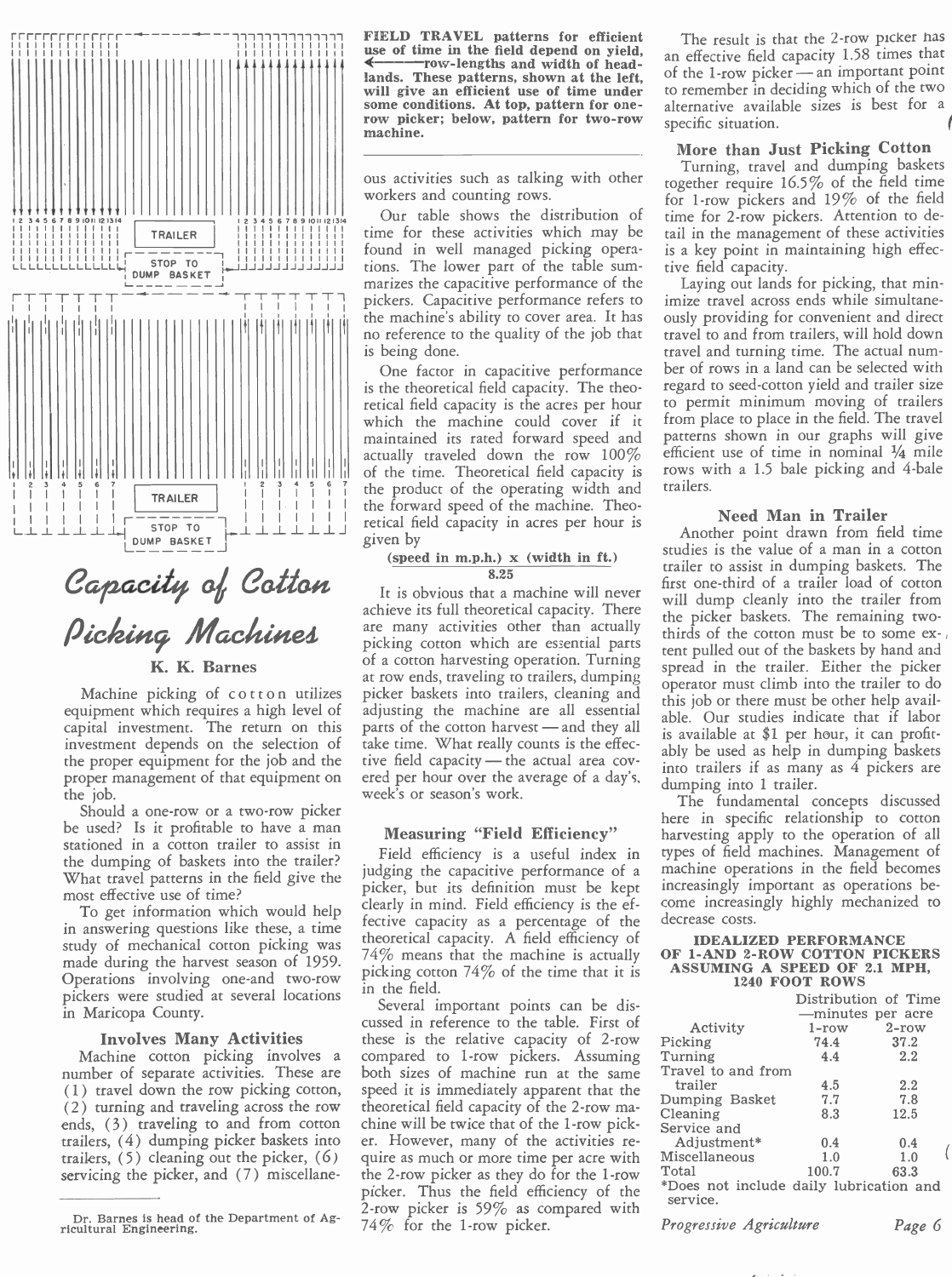FIELD TRAVEL patterns for efficient use of time in the field depend on yield, ← row-lengths and width of headlands. These patterns, shown at the left, will give an efficient use of time under some conditions. At top, pattern for one-row picker; below, pattern for two-row machine.

# Capacity of Cotton Picking Machines

### K. K. Barnes

Machine picking of cotton utilizes equipment which requires a high level of capital investment. The return on this investment depends on the selection of the proper equipment for the job and the proper management of that equipment on the job.

Should a one-row or a two-row picker be used? Is it profitable to have a man stationed in a cotton trailer to assist in the dumping of baskets into the trailer? What travel patterns in the field give the most effective use of time?

To get information which would help in answering questions like these, a time study of mechanical cotton picking was made during the harvest season of 1959. Operations involving one-and two-row pickers were studied at several locations in Maricopa County.

## Involves Many Activities

Machine cotton picking involves a number of separate activities. These are (1) travel down the row picking cotton, (2) turning and traveling across the row ends, (3) traveling to and from cotton trailers, (4) dumping picker baskets into trailers, (5) cleaning out the picker, (6) servicing the picker, and (7) miscellaneous activities such as talking with other workers and counting rows.

Our table shows the distribution of time for these activities which may be found in well managed picking operations. The lower part of the table summarizes the capacitive performance of the pickers. Capacitive performance refers to the machine's ability to cover area. It has no reference to the quality of the job that is being done.

One factor in capacitive performance is the theoretical field capacity. The theoretical field capacity is the acres per hour which the machine could cover if it maintained its rated forward speed and actually traveled down the row 100% of the time. Theoretical field capacity is the product of the operating width and the forward speed of the machine. Theoretical field capacity in acres per hour is given by

$$\frac{\text{(speed in m.p.h.)} \times \text{(width in ft.)}}{8.25}$$

It is obvious that a machine will never achieve its full theoretical capacity. There are many activities other than actually picking cotton which are essential parts of a cotton harvesting operation. Turning at row ends, traveling to trailers, dumping picker baskets into trailers, cleaning and adjusting the machine are all essential parts of the cotton harvest — and they all take time. What really counts is the effective field capacity — the actual area covered per hour over the average of a day's, week's or season's work.

## Measuring "Field Efficiency"

Field efficiency is a useful index in judging the capacitive performance of a picker, but its definition must be kept clearly in mind. Field efficiency is the effective capacity as a percentage of the theoretical capacity. A field efficiency of 74% means that the machine is actually picking cotton 74% of the time that it is in the field.

Several important points can be discussed in reference to the table. First of these is the relative capacity of 2-row compared to 1-row pickers. Assuming both sizes of machine run at the same speed it is immediately apparent that the theoretical field capacity of the 2-row machine will be twice that of the 1-row picker. However, many of the activities require as much or more time per acre with the 2-row picker as they do for the 1-row picker. Thus the field efficiency of the 2-row picker is 59% as compared with 74% for the 1-row picker.

The result is that the 2-row picker has an effective field capacity 1.58 times that of the 1-row picker — an important point to remember in deciding which of the two alternative available sizes is best for a specific situation.

## More than Just Picking Cotton

Turning, travel and dumping baskets together require 16.5% of the field time for 1-row pickers and 19% of the field time for 2-row pickers. Attention to detail in the management of these activities is a key point in maintaining high effective field capacity.

Laying out lands for picking, that minimize travel across ends while simultaneously providing for convenient and direct travel to and from trailers, will hold down travel and turning time. The actual number of rows in a land can be selected with regard to seed-cotton yield and trailer size to permit minimum moving of trailers from place to place in the field. The travel patterns shown in our graphs will give efficient use of time in nominal ¼ mile rows with a 1.5 bale picking and 4-bale trailers.

## Need Man in Trailer

Another point drawn from field time studies is the value of a man in a cotton trailer to assist in dumping baskets. The first one-third of a trailer load of cotton will dump cleanly into the trailer from the picker baskets. The remaining two-thirds of the cotton must be to some extent pulled out of the baskets by hand and spread in the trailer. Either the picker operator must climb into the trailer to do this job or there must be other help available. Our studies indicate that if labor is available at $1 per hour, it can profitably be used as help in dumping baskets into trailers if as many as 4 pickers are dumping into 1 trailer.

The fundamental concepts discussed here in specific relationship to cotton harvesting apply to the operation of all types of field machines. Management of machine operations in the field becomes increasingly important as operations become increasingly highly mechanized to decrease costs.

**IDEALIZED PERFORMANCE OF 1-AND 2-ROW COTTON PICKERS ASSUMING A SPEED OF 2.1 MPH, 1240 FOOT ROWS**

| Activity | Distribution of Time —minutes per acre 1-row | 2-row |
|---|---|---|
| Picking | 74.4 | 37.2 |
| Turning | 4.4 | 2.2 |
| Travel to and from trailer | 4.5 | 2.2 |
| Dumping Basket | 7.7 | 7.8 |
| Cleaning | 8.3 | 12.5 |
| Service and Adjustment* | 0.4 | 0.4 |
| Miscellaneous | 1.0 | 1.0 |
| Total | 100.7 | 63.3 |

*Does not include daily lubrication and service.

Dr. Barnes is head of the Department of Agricultural Engineering.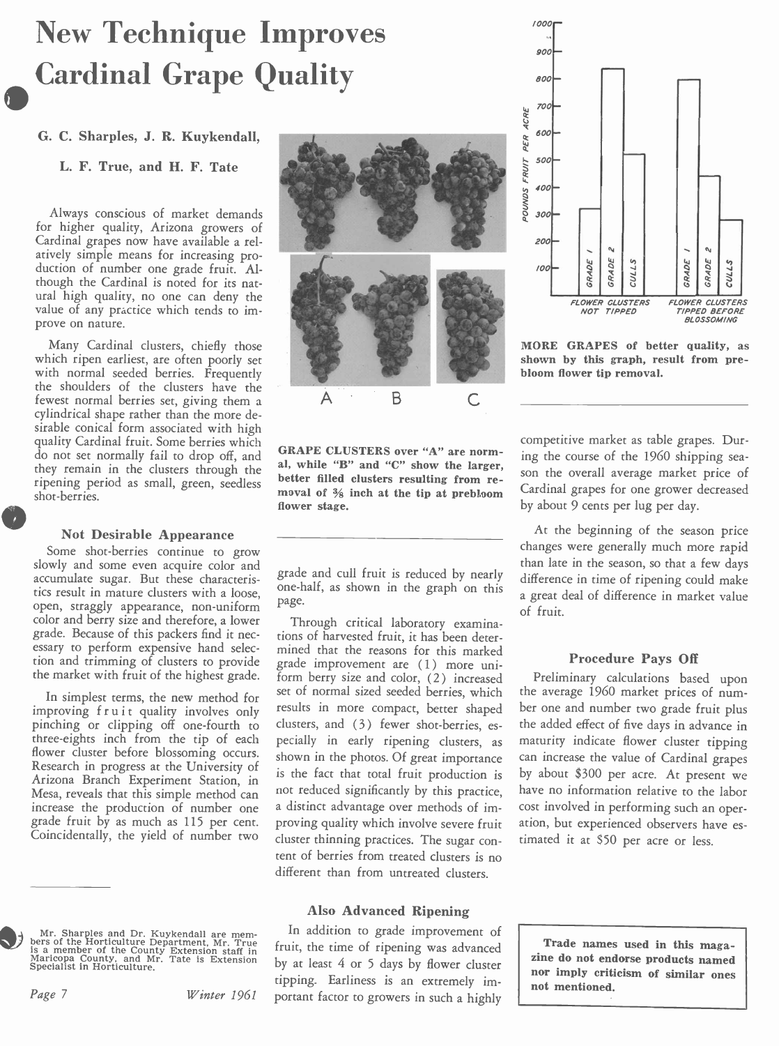# New Technique Improves Cardinal Grape Quality

**G. C. Sharples, J. R. Kuykendall, L. F. True, and H. F. Tate**

Always conscious of market demands for higher quality, Arizona growers of Cardinal grapes now have available a relatively simple means for increasing production of number one grade fruit. Although the Cardinal is noted for its natural high quality, no one can deny the value of any practice which tends to improve on nature.

Many Cardinal clusters, chiefly those which ripen earliest, are often poorly set with normal seeded berries. Frequently the shoulders of the clusters have the fewest normal berries set, giving them a cylindrical shape rather than the more desirable conical form associated with high quality Cardinal fruit. Some berries which do not set normally fail to drop off, and they remain in the clusters through the ripening period as small, green, seedless shot-berries.

### Not Desirable Appearance

Some shot-berries continue to grow slowly and some even acquire color and accumulate sugar. But these characteristics result in mature clusters with a loose, open, straggly appearance, non-uniform color and berry size and therefore, a lower grade. Because of this packers find it necessary to perform expensive hand selection and trimming of clusters to provide the market with fruit of the highest grade.

In simplest terms, the new method for improving fruit quality involves only pinching or clipping off one-fourth to three-eights inch from the tip of each flower cluster before blossoming occurs. Research in progress at the University of Arizona Branch Experiment Station, in Mesa, reveals that this simple method can increase the production of number one grade fruit by as much as 115 per cent. Coincidentally, the yield of number two grade and cull fruit is reduced by nearly one-half, as shown in the graph on this page.

**GRAPE CLUSTERS over "A" are normal, while "B" and "C" show the larger, better filled clusters resulting from removal of ⅜ inch at the tip at prebloom flower stage.**

**MORE GRAPES of better quality, as shown by this graph, result from prebloom flower tip removal.**

Through critical laboratory examinations of harvested fruit, it has been determined that the reasons for this marked grade improvement are (1) more uniform berry size and color, (2) increased set of normal sized seeded berries, which results in more compact, better shaped clusters, and (3) fewer shot-berries, especially in early ripening clusters, as shown in the photos. Of great importance is the fact that total fruit production is not reduced significantly by this practice, a distinct advantage over methods of improving quality which involve severe fruit cluster thinning practices. The sugar content of berries from treated clusters is no different than from untreated clusters.

### Also Advanced Ripening

In addition to grade improvement of fruit, the time of ripening was advanced by at least 4 or 5 days by flower cluster tipping. Earliness is an extremely important factor to growers in such a highly competitive market as table grapes. During the course of the 1960 shipping season the overall average market price of Cardinal grapes for one grower decreased by about 9 cents per lug per day.

At the beginning of the season price changes were generally much more rapid than late in the season, so that a few days difference in time of ripening could make a great deal of difference in market value of fruit.

### Procedure Pays Off

Preliminary calculations based upon the average 1960 market prices of number one and number two grade fruit plus the added effect of five days in advance in maturity indicate flower cluster tipping can increase the value of Cardinal grapes by about $300 per acre. At present we have no information relative to the labor cost involved in performing such an operation, but experienced observers have estimated it at $50 per acre or less.

---

Mr. Sharples and Dr. Kuykendall are members of the Horticulture Department, Mr. True is a member of the County Extension staff in Maricopa County, and Mr. Tate is Extension Specialist in Horticulture.

**Trade names used in this magazine do not endorse products named nor imply criticism of similar ones not mentioned.**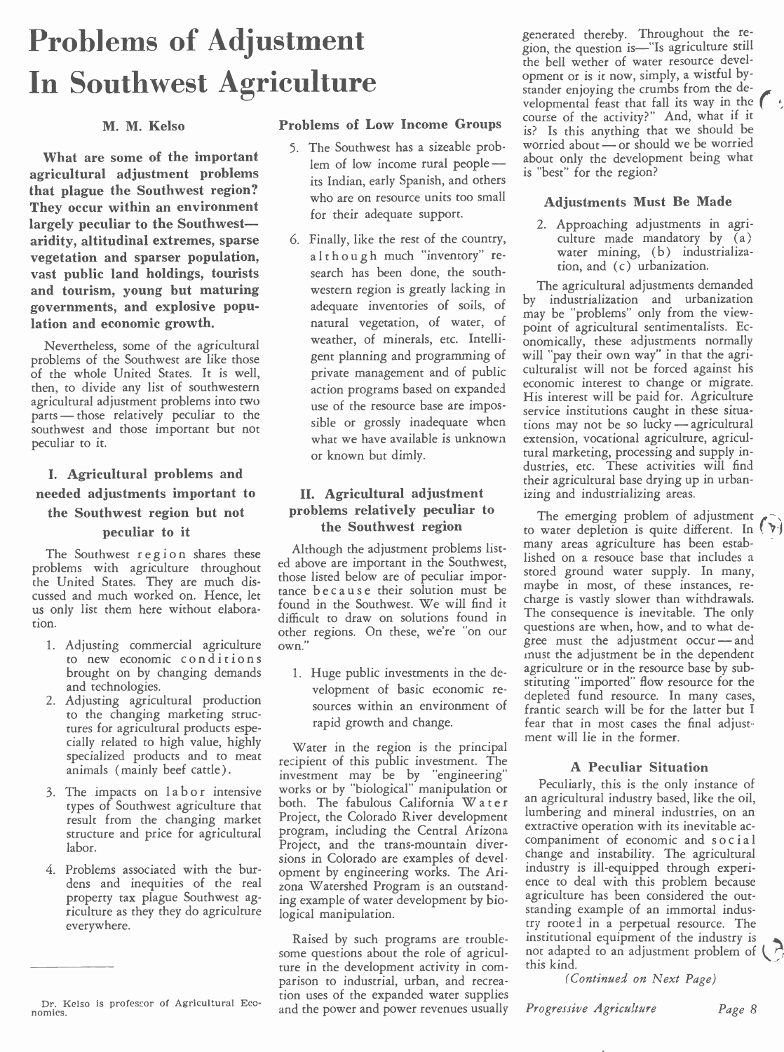# Problems of Adjustment In Southwest Agriculture

M. M. Kelso

**What are some of the important agricultural adjustment problems that plague the Southwest region? They occur within an environment largely peculiar to the Southwest—aridity, altitudinal extremes, sparse vegetation and sparser population, vast public land holdings, tourists and tourism, young but maturing governments, and explosive population and economic growth.**

Nevertheless, some of the agricultural problems of the Southwest are like those of the whole United States. It is well, then, to divide any list of southwestern agricultural adjustment problems into two parts — those relatively peculiar to the southwest and those important but not peculiar to it.

## I. Agricultural problems and needed adjustments important to the Southwest region but not peculiar to it

The Southwest region shares these problems with agriculture throughout the United States. They are much discussed and much worked on. Hence, let us only list them here without elaboration.

1. Adjusting commercial agriculture to new economic conditions brought on by changing demands and technologies.
2. Adjusting agricultural production to the changing marketing structures for agricultural products especially related to high value, highly specialized products and to meat animals (mainly beef cattle).
3. The impacts on labor intensive types of Southwest agriculture that result from the changing market structure and price for agricultural labor.
4. Problems associated with the burdens and inequities of the real property tax plague Southwest agriculture as they they do agriculture everywhere.

### Problems of Low Income Groups

5. The Southwest has a sizeable problem of low income rural people — its Indian, early Spanish, and others who are on resource units too small for their adequate support.
6. Finally, like the rest of the country, although much "inventory" research has been done, the southwestern region is greatly lacking in adequate inventories of soils, of natural vegetation, of water, of weather, of minerals, etc. Intelligent planning and programming of private management and of public action programs based on expanded use of the resource base are impossible or grossly inadequate when what we have available is unknown or known but dimly.

## II. Agricultural adjustment problems relatively peculiar to the Southwest region

Although the adjustment problems listed above are important in the Southwest, those listed below are of peculiar importance because their solution must be found in the Southwest. We will find it difficult to draw on solutions found in other regions. On these, we're "on our own."

1. Huge public investments in the development of basic economic resources within an environment of rapid growth and change.

Water in the region is the principal recipient of this public investment. The investment may be by "engineering" works or by "biological" manipulation or both. The fabulous California Water Project, the Colorado River development program, including the Central Arizona Project, and the trans-mountain diversions in Colorado are examples of development by engineering works. The Arizona Watershed Program is an outstanding example of water development by biological manipulation.

Raised by such programs are troublesome questions about the role of agriculture in the development activity in comparison to industrial, urban, and recreation uses of the expanded water supplies and the power and power revenues usually generated thereby. Throughout the region, the question is—"Is agriculture still the bell wether of water resource development or is it now, simply, a wistful bystander enjoying the crumbs from the developmental feast that fall its way in the course of the activity?" And, what if it is? Is this anything that we should be worried about — or should we be worried about only the development being what is "best" for the region?

### Adjustments Must Be Made

2. Approaching adjustments in agriculture made mandatory by (a) water mining, (b) industrialization, and (c) urbanization.

The agricultural adjustments demanded by industrialization and urbanization may be "problems" only from the viewpoint of agricultural sentimentalists. Economically, these adjustments normally will "pay their own way" in that the agriculturalist will not be forced against his economic interest to change or migrate. His interest will be paid for. Agriculture service institutions caught in these situations may not be so lucky — agricultural extension, vocational agriculture, agricultural marketing, processing and supply industries, etc. These activities will find their agricultural base drying up in urbanizing and industrializing areas.

The emerging problem of adjustment to water depletion is quite different. In many areas agriculture has been established on a resouce base that includes a stored ground water supply. In many, maybe in most, of these instances, recharge is vastly slower than withdrawals. The consequence is inevitable. The only questions are when, how, and to what degree must the adjustment occur — and must the adjustment be in the dependent agriculture or in the resource base by substituting "imported" flow resource for the depleted fund resource. In many cases, frantic search will be for the latter but I fear that in most cases the final adjustment will lie in the former.

### A Peculiar Situation

Peculiarly, this is the only instance of an agricultural industry based, like the oil, lumbering and mineral industries, on an extractive operation with its inevitable accompaniment of economic and social change and instability. The agricultural industry is ill-equipped through experience to deal with this problem because agriculture has been considered the outstanding example of an immortal industry rooted in a perpetual resource. The institutional equipment of the industry is not adapted to an adjustment problem of this kind.

*(Continued on Next Page)*

Dr. Kelso is professor of Agricultural Economics.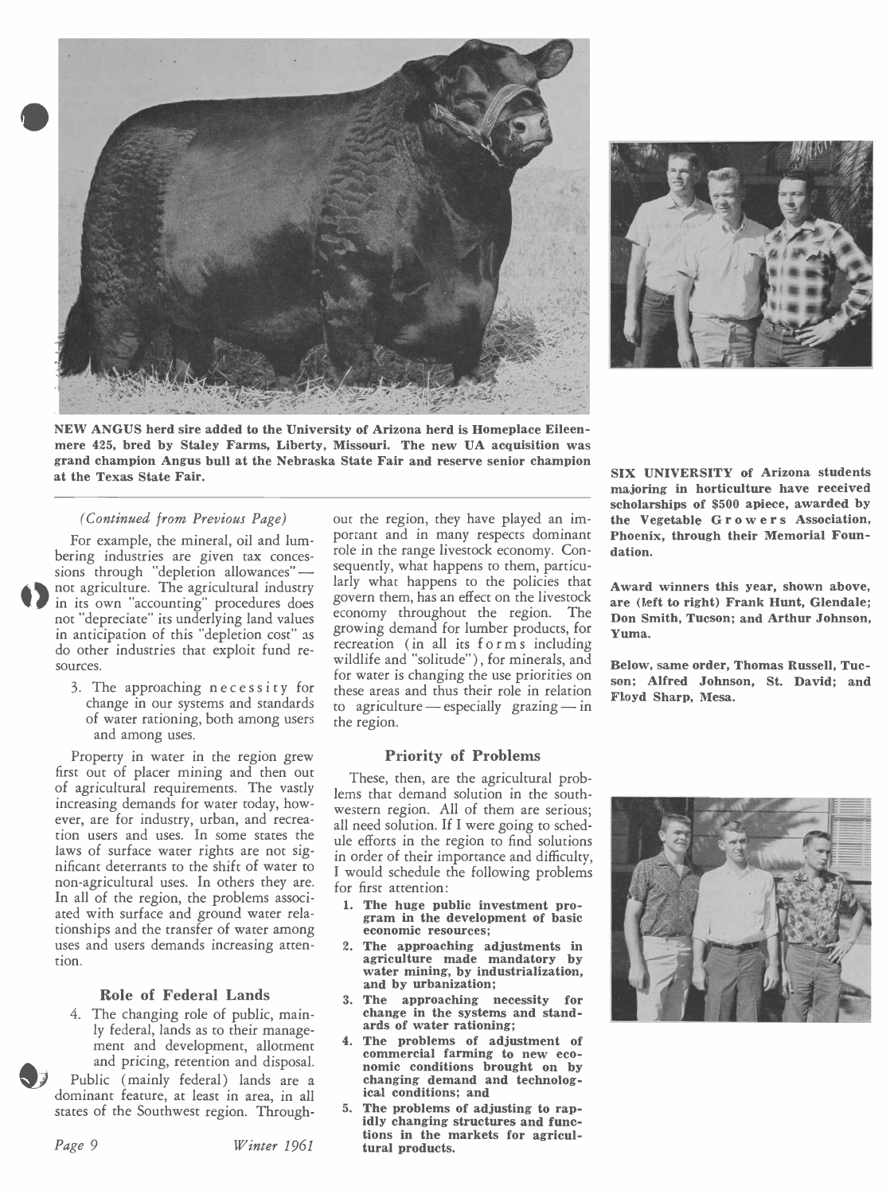**NEW ANGUS herd sire added to the University of Arizona herd is Homeplace Eileenmere 425, bred by Staley Farms, Liberty, Missouri. The new UA acquisition was grand champion Angus bull at the Nebraska State Fair and reserve senior champion at the Texas State Fair.**

**SIX UNIVERSITY of Arizona students majoring in horticulture have received scholarships of $500 apiece, awarded by the Vegetable Growers Association, Phoenix, through their Memorial Foundation.**

**Award winners this year, shown above, are (left to right) Frank Hunt, Glendale; Don Smith, Tucson; and Arthur Johnson, Yuma.**

**Below, same order, Thomas Russell, Tucson; Alfred Johnson, St. David; and Floyd Sharp, Mesa.**

*(Continued from Previous Page)*

For example, the mineral, oil and lumbering industries are given tax concessions through "depletion allowances"— not agriculture. The agricultural industry in its own "accounting" procedures does not "depreciate" its underlying land values in anticipation of this "depletion cost" as do other industries that exploit fund resources.

3. The approaching necessity for change in our systems and standards of water rationing, both among users and among uses.

Property in water in the region grew first out of placer mining and then out of agricultural requirements. The vastly increasing demands for water today, however, are for industry, urban, and recreation users and uses. In some states the laws of surface water rights are not significant deterrants to the shift of water to non-agricultural uses. In others they are. In all of the region, the problems associated with surface and ground water relationships and the transfer of water among uses and users demands increasing attention.

### Role of Federal Lands

4. The changing role of public, mainly federal, lands as to their management and development, allotment and pricing, retention and disposal.

Public (mainly federal) lands are a dominant feature, at least in area, in all states of the Southwest region. Throughout the region, they have played an important and in many respects dominant role in the range livestock economy. Consequently, what happens to them, particularly what happens to the policies that govern them, has an effect on the livestock economy throughout the region. The growing demand for lumber products, for recreation (in all its forms including wildlife and "solitude"), for minerals, and for water is changing the use priorities on these areas and thus their role in relation to agriculture — especially grazing — in the region.

### Priority of Problems

These, then, are the agricultural problems that demand solution in the southwestern region. All of them are serious; all need solution. If I were going to schedule efforts in the region to find solutions in order of their importance and difficulty, I would schedule the following problems for first attention:

1. **The huge public investment program in the development of basic economic resources;**
2. **The approaching adjustments in agriculture made mandatory by water mining, by industrialization, and by urbanization;**
3. **The approaching necessity for change in the systems and standards of water rationing;**
4. **The problems of adjustment of commercial farming to new economic conditions brought on by changing demand and technological conditions; and**
5. **The problems of adjusting to rapidly changing structures and functions in the markets for agricultural products.**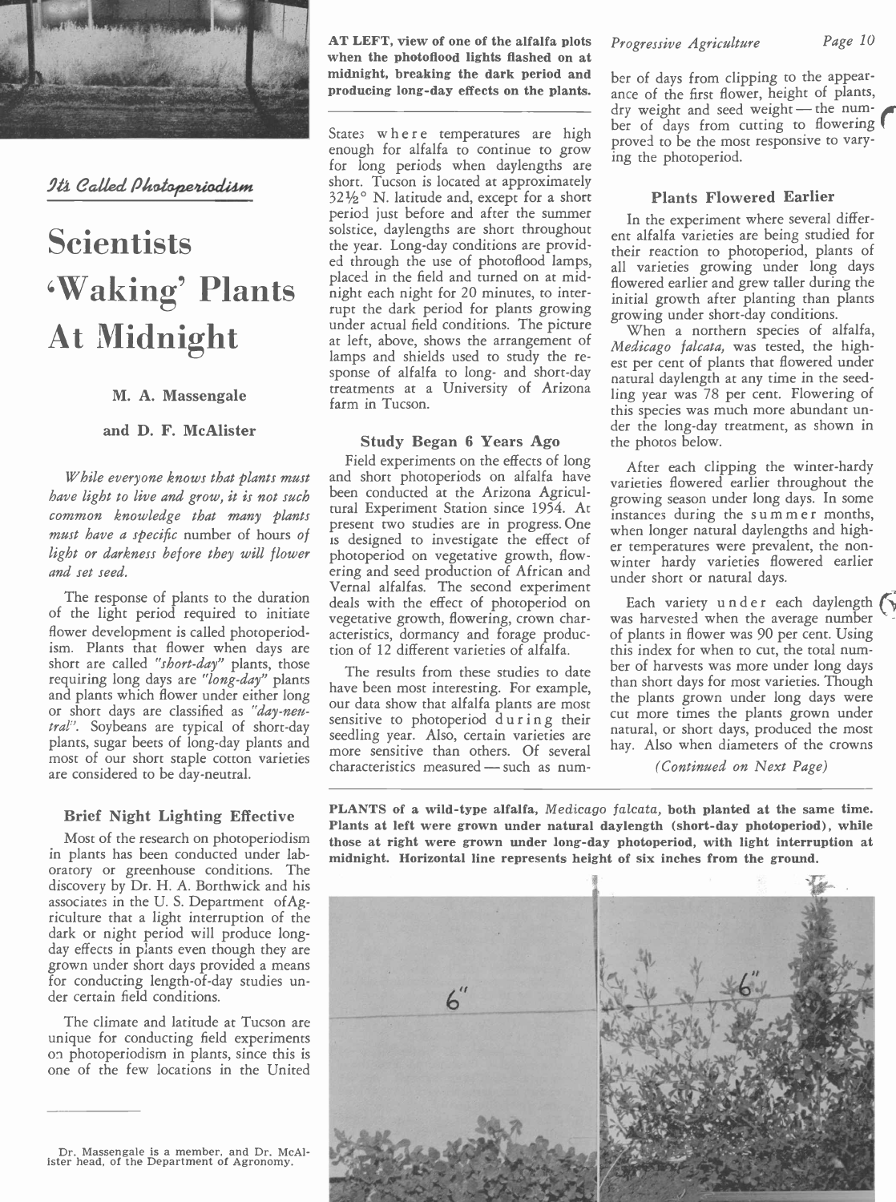*It's Called Photoperiodism*

# Scientists 'Waking' Plants At Midnight

**M. A. Massengale**

**and D. F. McAlister**

*While everyone knows that plants must have light to live and grow, it is not such common knowledge that many plants must have a specific number of hours of light or darkness before they will flower and set seed.*

The response of plants to the duration of the light period required to initiate flower development is called photoperiodism. Plants that flower when days are short are called *"short-day"* plants, those requiring long days are *"long-day"* plants and plants which flower under either long or short days are classified as *"day-neutral"*. Soybeans are typical of short-day plants, sugar beets of long-day plants and most of our short staple cotton varieties are considered to be day-neutral.

## Brief Night Lighting Effective

Most of the research on photoperiodism in plants has been conducted under laboratory or greenhouse conditions. The discovery by Dr. H. A. Borthwick and his associates in the U. S. Department of Agriculture that a light interruption of the dark or night period will produce long-day effects in plants even though they are grown under short days provided a means for conducting length-of-day studies under certain field conditions.

The climate and latitude at Tucson are unique for conducting field experiments on photoperiodism in plants, since this is one of the few locations in the United States where temperatures are high enough for alfalfa to continue to grow for long periods when daylengths are short. Tucson is located at approximately 32½° N. latitude and, except for a short period just before and after the summer solstice, daylengths are short throughout the year. Long-day conditions are provided through the use of photoflood lamps, placed in the field and turned on at midnight each night for 20 minutes, to interrupt the dark period for plants growing under actual field conditions. The picture at left, above, shows the arrangement of lamps and shields used to study the response of alfalfa to long- and short-day treatments at a University of Arizona farm in Tucson.

**AT LEFT, view of one of the alfalfa plots when the photoflood lights flashed on at midnight, breaking the dark period and producing long-day effects on the plants.**

## Study Began 6 Years Ago

Field experiments on the effects of long and short photoperiods on alfalfa have been conducted at the Arizona Agricultural Experiment Station since 1954. At present two studies are in progress. One is designed to investigate the effect of photoperiod on vegetative growth, flowering and seed production of African and Vernal alfalfas. The second experiment deals with the effect of photoperiod on vegetative growth, flowering, crown characteristics, dormancy and forage production of 12 different varieties of alfalfa.

The results from these studies to date have been most interesting. For example, our data show that alfalfa plants are most sensitive to photoperiod during their seedling year. Also, certain varieties are more sensitive than others. Of several characteristics measured — such as number of days from clipping to the appearance of the first flower, height of plants, dry weight and seed weight — the number of days from cutting to flowering proved to be the most responsive to varying the photoperiod.

## Plants Flowered Earlier

In the experiment where several different alfalfa varieties are being studied for their reaction to photoperiod, plants of all varieties growing under long days flowered earlier and grew taller during the initial growth after planting than plants growing under short-day conditions.

When a northern species of alfalfa, *Medicago falcata*, was tested, the highest per cent of plants that flowered under natural daylength at any time in the seedling year was 78 per cent. Flowering of this species was much more abundant under the long-day treatment, as shown in the photos below.

After each clipping the winter-hardy varieties flowered earlier throughout the growing season under long days. In some instances during the summer months, when longer natural daylengths and higher temperatures were prevalent, the non-winter hardy varieties flowered earlier under short or natural days.

Each variety under each daylength was harvested when the average number of plants in flower was 90 per cent. Using this index for when to cut, the total number of harvests was more under long days than short days for most varieties. Though the plants grown under long days were cut more times the plants grown under natural, or short days, produced the most hay. Also when diameters of the crowns

*(Continued on Next Page)*

**PLANTS of a wild-type alfalfa, *Medicago falcata*, both planted at the same time. Plants at left were grown under natural daylength (short-day photoperiod), while those at right were grown under long-day photoperiod, with light interruption at midnight. Horizontal line represents height of six inches from the ground.**

Dr. Massengale is a member, and Dr. McAlister head, of the Department of Agronomy.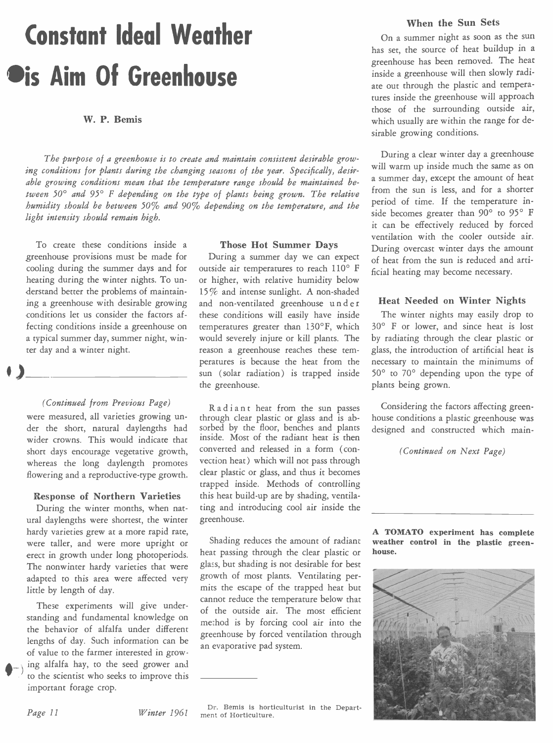# Constant Ideal Weather is Aim Of Greenhouse

**W. P. Bemis**

*The purpose of a greenhouse is to create and maintain consistent desirable growing conditions for plants during the changing seasons of the year. Specifically, desirable growing conditions mean that the temperature range should be maintained between 50° and 95° F depending on the type of plants being grown. The relative humidity should be between 50% and 90% depending on the temperature, and the light intensity should remain high.*

To create these conditions inside a greenhouse provisions must be made for cooling during the summer days and for heating during the winter nights. To understand better the problems of maintaining a greenhouse with desirable growing conditions let us consider the factors affecting conditions inside a greenhouse on a typical summer day, summer night, winter day and a winter night.

### Those Hot Summer Days

During a summer day we can expect outside air temperatures to reach 110° F or higher, with relative humidity below 15% and intense sunlight. A non-shaded and non-ventilated greenhouse under these conditions will easily have inside temperatures greater than 130°F, which would severely injure or kill plants. The reason a greenhouse reaches these temperatures is because the heat from the sun (solar radiation) is trapped inside the greenhouse.

Radiant heat from the sun passes through clear plastic or glass and is absorbed by the floor, benches and plants inside. Most of the radiant heat is then converted and released in a form (convection heat) which will not pass through clear plastic or glass, and thus it becomes trapped inside. Methods of controlling this heat build-up are by shading, ventilating and introducing cool air inside the greenhouse.

Shading reduces the amount of radiant heat passing through the clear plastic or glass, but shading is not desirable for best growth of most plants. Ventilating permits the escape of the trapped heat but cannot reduce the temperature below that of the outside air. The most efficient method is by forcing cool air into the greenhouse by forced ventilation through an evaporative pad system.

Dr. Bemis is horticulturist in the Department of Horticulture.

### When the Sun Sets

On a summer night as soon as the sun has set, the source of heat buildup in a greenhouse has been removed. The heat inside a greenhouse will then slowly radiate out through the plastic and temperatures inside the greenhouse will approach those of the surrounding outside air, which usually are within the range for desirable growing conditions.

During a clear winter day a greenhouse will warm up inside much the same as on a summer day, except the amount of heat from the sun is less, and for a shorter period of time. If the temperature inside becomes greater than 90° to 95° F it can be effectively reduced by forced ventilation with the cooler outside air. During overcast winter days the amount of heat from the sun is reduced and artificial heating may become necessary.

### Heat Needed on Winter Nights

The winter nights may easily drop to 30° F or lower, and since heat is lost by radiating through the clear plastic or glass, the introduction of artificial heat is necessary to maintain the minimums of 50° to 70° depending upon the type of plants being grown.

Considering the factors affecting greenhouse conditions a plastic greenhouse was designed and constructed which main-

*(Continued on Next Page)*

**A TOMATO experiment has complete weather control in the plastic greenhouse.**

---

*(Continued from Previous Page)*

were measured, all varieties growing under the short, natural daylengths had wider crowns. This would indicate that short days encourage vegetative growth, whereas the long daylength promotes flowering and a reproductive-type growth.

### Response of Northern Varieties

During the winter months, when natural daylengths were shortest, the winter hardy varieties grew at a more rapid rate, were taller, and were more upright or erect in growth under long photoperiods. The nonwinter hardy varieties that were adapted to this area were affected very little by length of day.

These experiments will give understanding and fundamental knowledge on the behavior of alfalfa under different lengths of day. Such information can be of value to the farmer interested in growing alfalfa hay, to the seed grower and to the scientist who seeks to improve this important forage crop.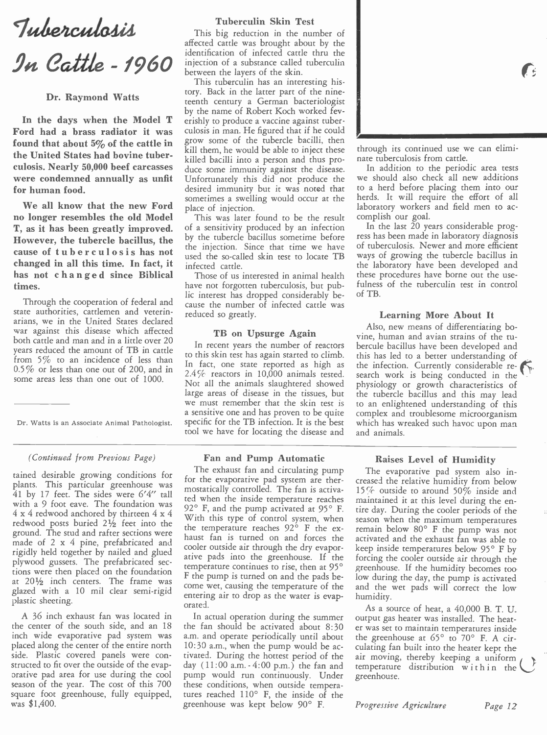# Tuberculosis In Cattle - 1960

**Dr. Raymond Watts**

**In the days when the Model T Ford had a brass radiator it was found that about 5% of the cattle in the United States had bovine tuberculosis. Nearly 50,000 beef carcasses were condemned annually as unfit for human food.**

**We all know that the new Ford no longer resembles the old Model T, as it has been greatly improved. However, the tubercle bacillus, the cause of tuberculosis has not changed in all this time. In fact, it has not changed since Biblical times.**

Through the cooperation of federal and state authorities, cattlemen and veterinarians, we in the United States declared war against this disease which affected both cattle and man and in a little over 20 years reduced the amount of TB in cattle from 5% to an incidence of less than 0.5% or less than one out of 200, and in some areas less than one out of 1000.

---

Dr. Watts is an Associate Animal Pathologist.

### Tuberculin Skin Test

This big reduction in the number of affected cattle was brought about by the identification of infected cattle thru the injection of a substance called tuberculin between the layers of the skin.

This tuberculin has an interesting history. Back in the latter part of the nineteenth century a German bacteriologist by the name of Robert Koch worked feverishly to produce a vaccine against tuberculosis in man. He figured that if he could grow some of the tubercle bacilli, then kill them, he would be able to inject these killed bacilli into a person and thus produce some immunity against the disease. Unfortunately this did not produce the desired immunity but it was noted that sometimes a swelling would occur at the place of injection.

This was later found to be the result of a sensitivity produced by an infection by the tubercle bacillus sometime before the injection. Since that time we have used the so-called skin test to locate TB infected cattle.

Those of us interested in animal health have not forgotten tuberculosis, but public interest has dropped considerably because the number of infected cattle was reduced so greatly.

### TB on Upsurge Again

In recent years the number of reactors to this skin test has again started to climb. In fact, one state reported as high as 2.4% reactors in 10,000 animals tested. Not all the animals slaughtered showed large areas of disease in the tissues, but we must remember that the skin test is a sensitive one and has proven to be quite specific for the TB infection. It is the best tool we have for locating the disease and through its continued use we can eliminate tuberculosis from cattle.

In addition to the periodic area tests we should also check all new additions to a herd before placing them into our herds. It will require the effort of all laboratory workers and field men to accomplish our goal.

In the last 20 years considerable progress has been made in laboratory diagnosis of tuberculosis. Newer and more efficient ways of growing the tubercle bacillus in the laboratory have been developed and these procedures have borne out the usefulness of the tuberculin test in control of TB.

### Learning More About It

Also, new means of differentiating bovine, human and avian strains of the tubercle bacillus have been developed and this has led to a better understanding of the infection. Currently considerable research work is being conducted in the physiology or growth characteristics of the tubercle bacillus and this may lead to an enlightened understanding of this complex and troublesome microorganism which has wreaked such havoc upon man and animals.

---

*(Continued from Previous Page)*

tained desirable growing conditions for plants. This particular greenhouse was 41 by 17 feet. The sides were 6'4" tall with a 9 foot eave. The foundation was 4 x 4 redwood anchored by thirteen 4 x 4 redwood posts buried 2½ feet into the ground. The stud and rafter sections were made of 2 x 4 pine, prefabricated and rigidly held together by nailed and glued plywood gussets. The prefabricated sections were then placed on the foundation at 20½ inch centers. The frame was glazed with a 10 mil clear semi-rigid plastic sheeting.

A 36 inch exhaust fan was located in the center of the south side, and an 18 inch wide evaporative pad system was placed along the center of the entire north side. Plastic covered panels were constructed to fit over the outside of the evaporative pad area for use during the cool season of the year. The cost of this 700 square foot greenhouse, fully equipped, was $1,400.

### Fan and Pump Automatic

The exhaust fan and circulating pump for the evaporative pad system are thermostatically controlled. The fan is activated when the inside temperature reaches 92° F, and the pump activated at 95° F. With this type of control system, when the temperature reaches 92° F the exhaust fan is turned on and forces the cooler outside air through the dry evaporative pads into the greenhouse. If the temperature continues to rise, then at 95° F the pump is turned on and the pads become wet, causing the temperature of the entering air to drop as the water is evaporated.

In actual operation during the summer the fan should be activated about 8:30 a.m. and operate periodically until about 10:30 a.m., when the pump would be activated. During the hottest period of the day (11:00 a.m. - 4:00 p.m.) the fan and pump would run continuously. Under these conditions, when outside temperatures reached 110° F, the inside of the greenhouse was kept below 90° F.

### Raises Level of Humidity

The evaporative pad system also increased the relative humidity from below 15% outside to around 50% inside and maintained it at this level during the entire day. During the cooler periods of the season when the maximum temperatures remain below 80° F the pump was not activated and the exhaust fan was able to keep inside temperatures below 95° F by forcing the cooler outside air through the greenhouse. If the humidity becomes too low during the day, the pump is activated and the wet pads will correct the low humidity.

As a source of heat, a 40,000 B. T. U. output gas heater was installed. The heater was set to maintain temperatures inside the greenhouse at 65° to 70° F. A circulating fan built into the heater kept the air moving, thereby keeping a uniform temperature distribution within the greenhouse.